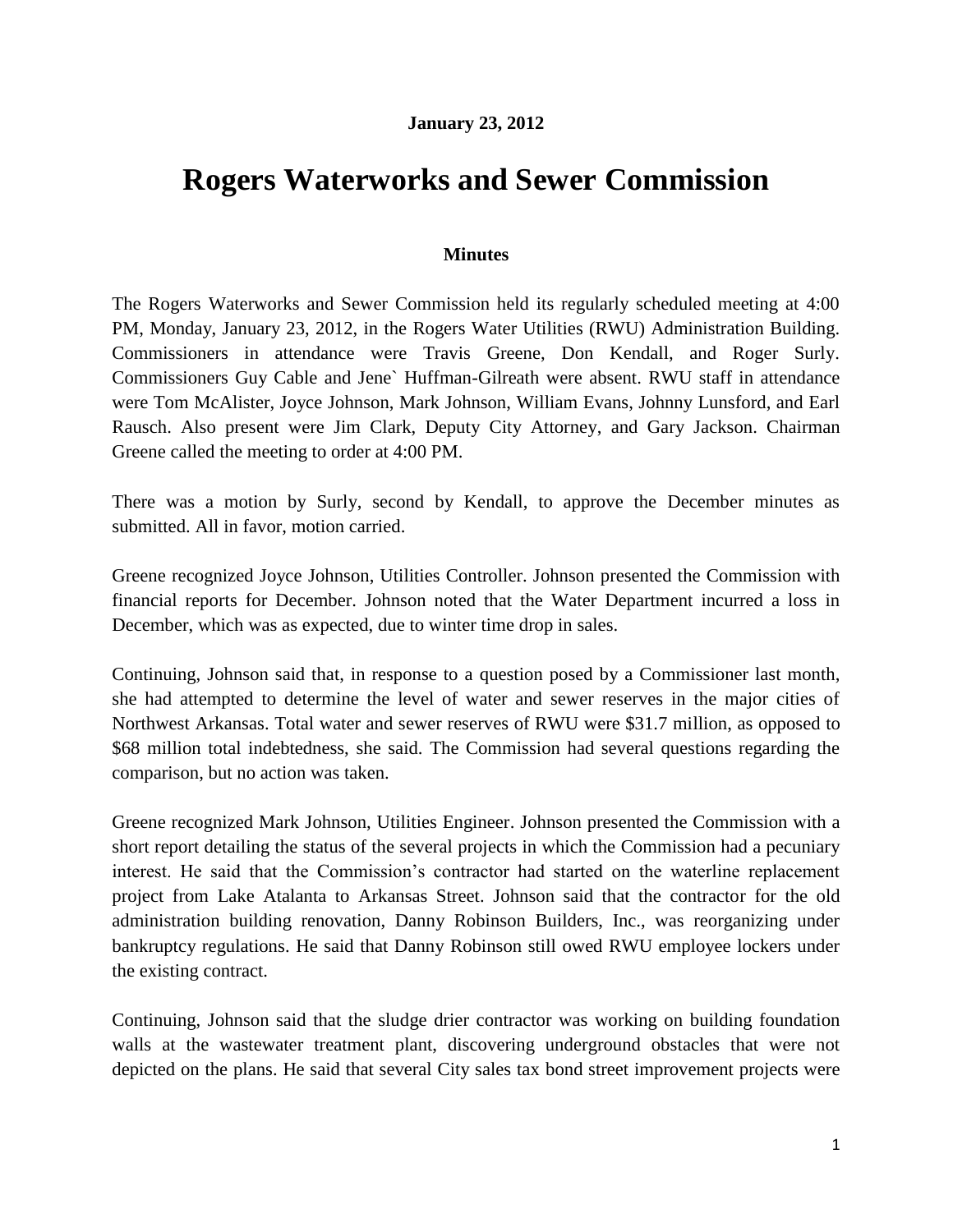**January 23, 2012**

# Rogers Waterworks and Sewer Commission

**Minutes**

The Rogers Waterworks and Sewer Commission held its regularly scheduled meeting at 4:00 PM, Monday, January 23, 2012, in the Rogers Water Utilities (RWU) Administration Building. Commissioners in attendance were Travis Greene, Don Kendall, and Roger Surly. Commissioners Guy Cable and Jene` Huffman-Gilreath were absent. RWU staff in attendance were Tom McAlister, Joyce Johnson, Mark Johnson, William Evans, Johnny Lunsford, and Earl Rausch. Also present were Jim Clark, Deputy City Attorney, and Gary Jackson. Chairman Greene called the meeting to order at 4:00 PM.

There was a motion by Surly, second by Kendall, to approve the December minutes as submitted. All in favor, motion carried.

Greene recognized Joyce Johnson, Utilities Controller. Johnson presented the Commission with financial reports for December. Johnson noted that the Water Department incurred a loss in December, which was as expected, due to winter time drop in sales.

Continuing, Johnson said that, in response to a question posed by a Commissioner last month, she had attempted to determine the level of water and sewer reserves in the major cities of Northwest Arkansas. Total water and sewer reserves of RWU were $31.7 million, as opposed to $68 million total indebtedness, she said. The Commission had several questions regarding the comparison, but no action was taken.

Greene recognized Mark Johnson, Utilities Engineer. Johnson presented the Commission with a short report detailing the status of the several projects in which the Commission had a pecuniary interest. He said that the Commission's contractor had started on the waterline replacement project from Lake Atalanta to Arkansas Street. Johnson said that the contractor for the old administration building renovation, Danny Robinson Builders, Inc., was reorganizing under bankruptcy regulations. He said that Danny Robinson still owed RWU employee lockers under the existing contract.

Continuing, Johnson said that the sludge drier contractor was working on building foundation walls at the wastewater treatment plant, discovering underground obstacles that were not depicted on the plans. He said that several City sales tax bond street improvement projects were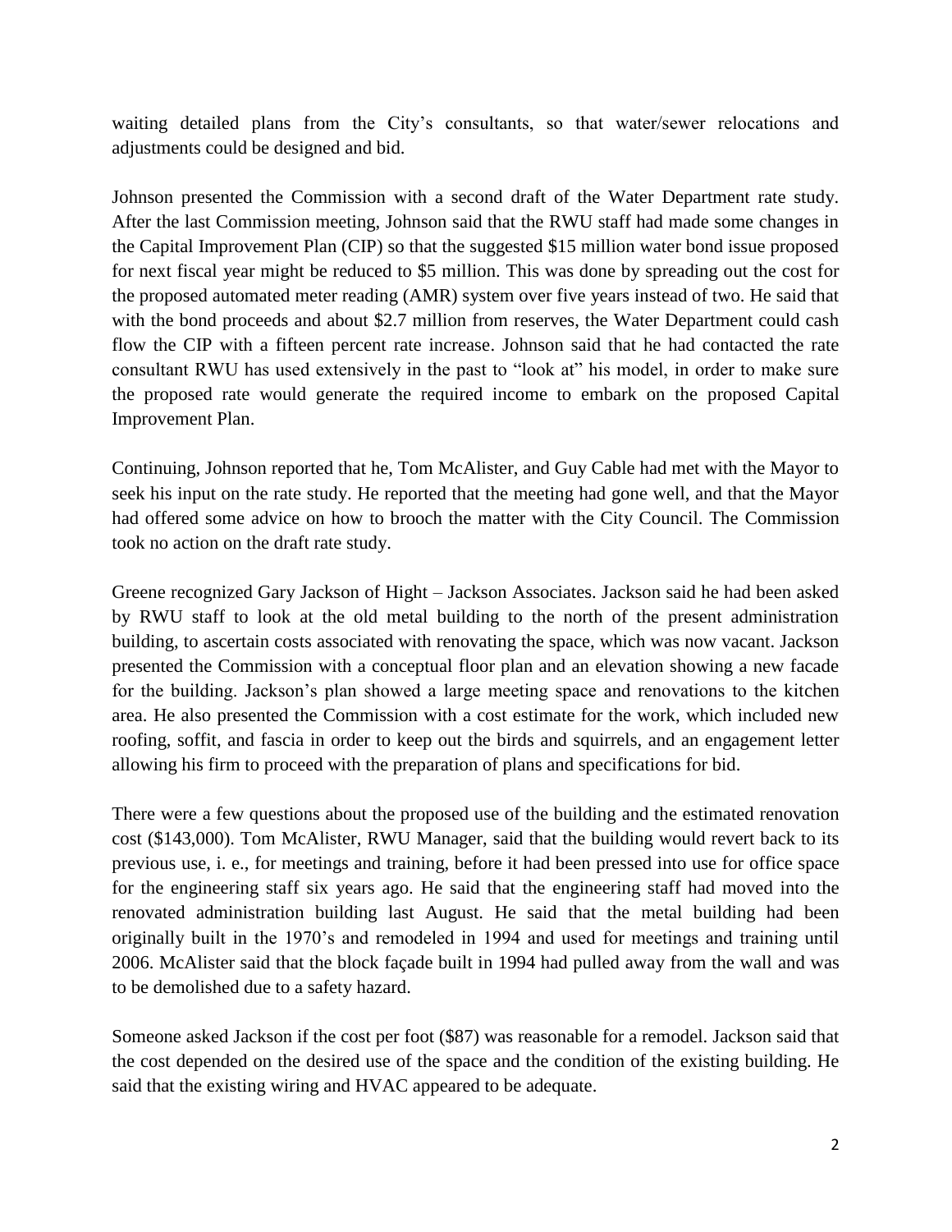waiting detailed plans from the City's consultants, so that water/sewer relocations and adjustments could be designed and bid.

Johnson presented the Commission with a second draft of the Water Department rate study. After the last Commission meeting, Johnson said that the RWU staff had made some changes in the Capital Improvement Plan (CIP) so that the suggested $15 million water bond issue proposed for next fiscal year might be reduced to $5 million. This was done by spreading out the cost for the proposed automated meter reading (AMR) system over five years instead of two. He said that with the bond proceeds and about $2.7 million from reserves, the Water Department could cash flow the CIP with a fifteen percent rate increase. Johnson said that he had contacted the rate consultant RWU has used extensively in the past to "look at" his model, in order to make sure the proposed rate would generate the required income to embark on the proposed Capital Improvement Plan.

Continuing, Johnson reported that he, Tom McAlister, and Guy Cable had met with the Mayor to seek his input on the rate study. He reported that the meeting had gone well, and that the Mayor had offered some advice on how to brooch the matter with the City Council. The Commission took no action on the draft rate study.

Greene recognized Gary Jackson of Hight – Jackson Associates. Jackson said he had been asked by RWU staff to look at the old metal building to the north of the present administration building, to ascertain costs associated with renovating the space, which was now vacant. Jackson presented the Commission with a conceptual floor plan and an elevation showing a new facade for the building. Jackson's plan showed a large meeting space and renovations to the kitchen area. He also presented the Commission with a cost estimate for the work, which included new roofing, soffit, and fascia in order to keep out the birds and squirrels, and an engagement letter allowing his firm to proceed with the preparation of plans and specifications for bid.

There were a few questions about the proposed use of the building and the estimated renovation cost ($143,000). Tom McAlister, RWU Manager, said that the building would revert back to its previous use, i. e., for meetings and training, before it had been pressed into use for office space for the engineering staff six years ago. He said that the engineering staff had moved into the renovated administration building last August. He said that the metal building had been originally built in the 1970's and remodeled in 1994 and used for meetings and training until 2006. McAlister said that the block façade built in 1994 had pulled away from the wall and was to be demolished due to a safety hazard.

Someone asked Jackson if the cost per foot ($87) was reasonable for a remodel. Jackson said that the cost depended on the desired use of the space and the condition of the existing building. He said that the existing wiring and HVAC appeared to be adequate.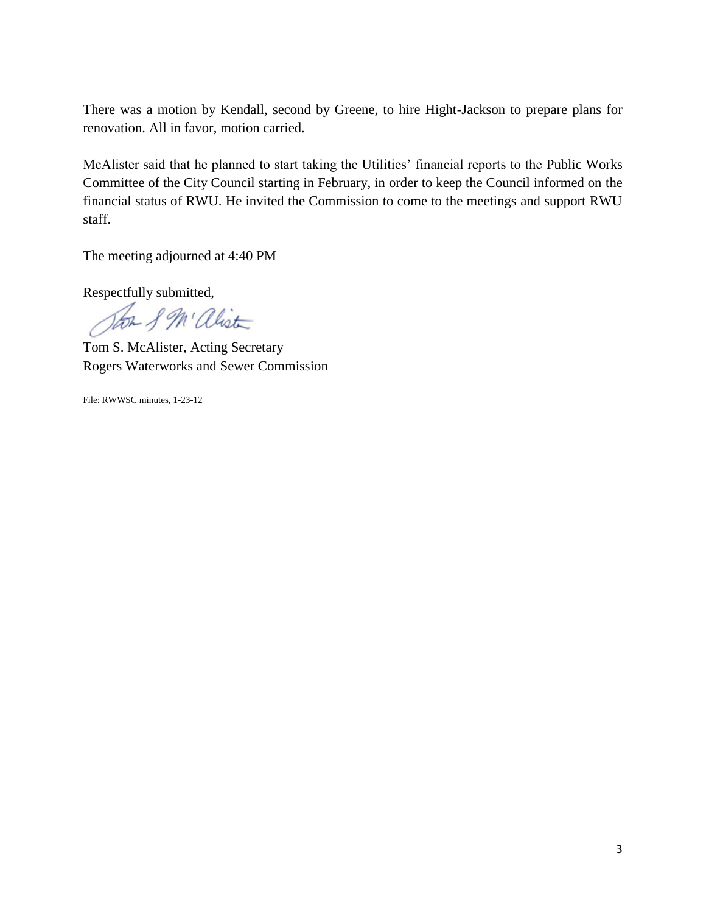There was a motion by Kendall, second by Greene, to hire Hight-Jackson to prepare plans for renovation. All in favor, motion carried.

McAlister said that he planned to start taking the Utilities' financial reports to the Public Works Committee of the City Council starting in February, in order to keep the Council informed on the financial status of RWU. He invited the Commission to come to the meetings and support RWU staff.

The meeting adjourned at 4:40 PM

Respectfully submitted,

Tom S. McAlister, Acting Secretary
Rogers Waterworks and Sewer Commission

File: RWWSC minutes, 1-23-12